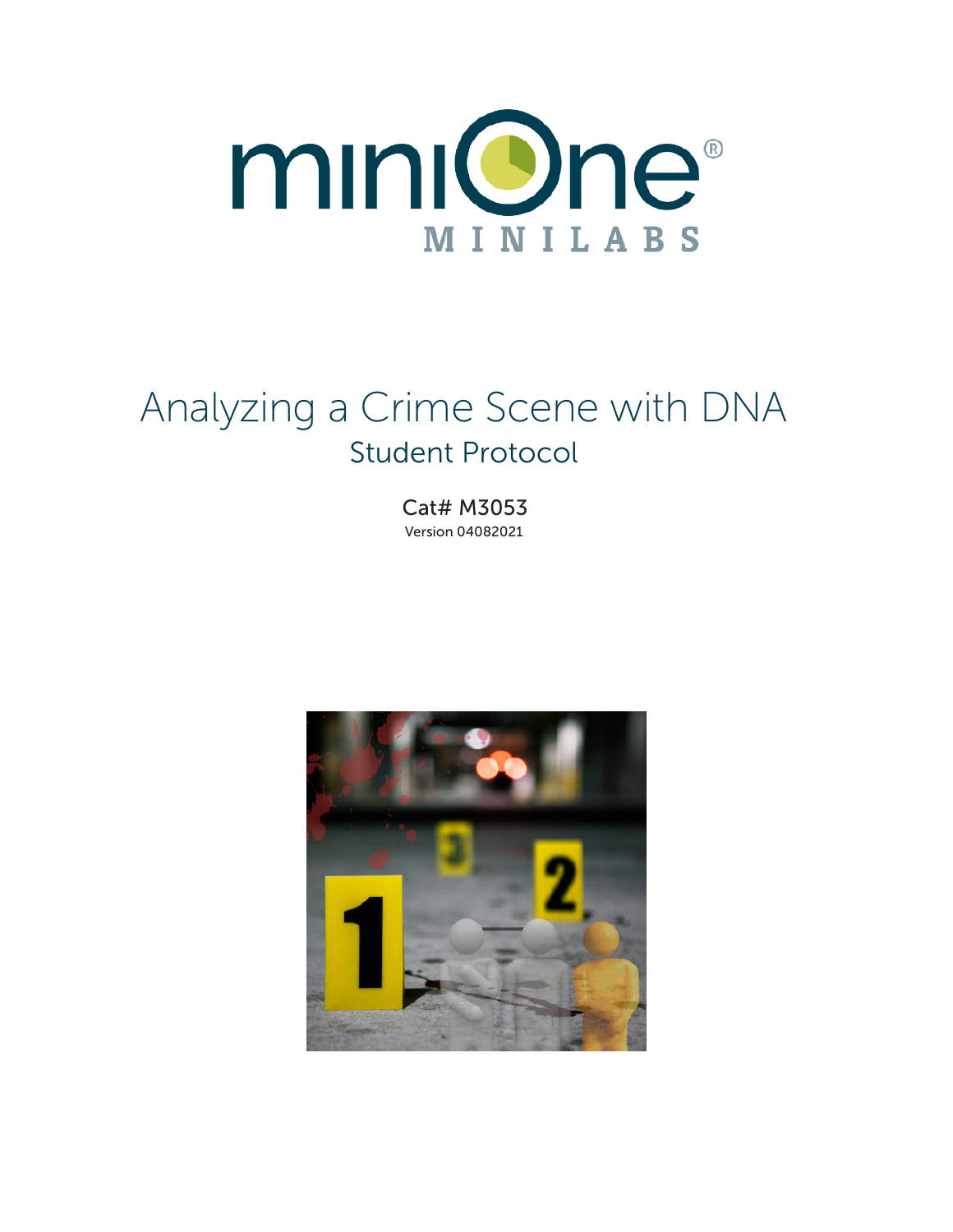miniOne®

MINILABS

# Analyzing a Crime Scene with DNA

## Student Protocol

Cat# M3053

Version 04082021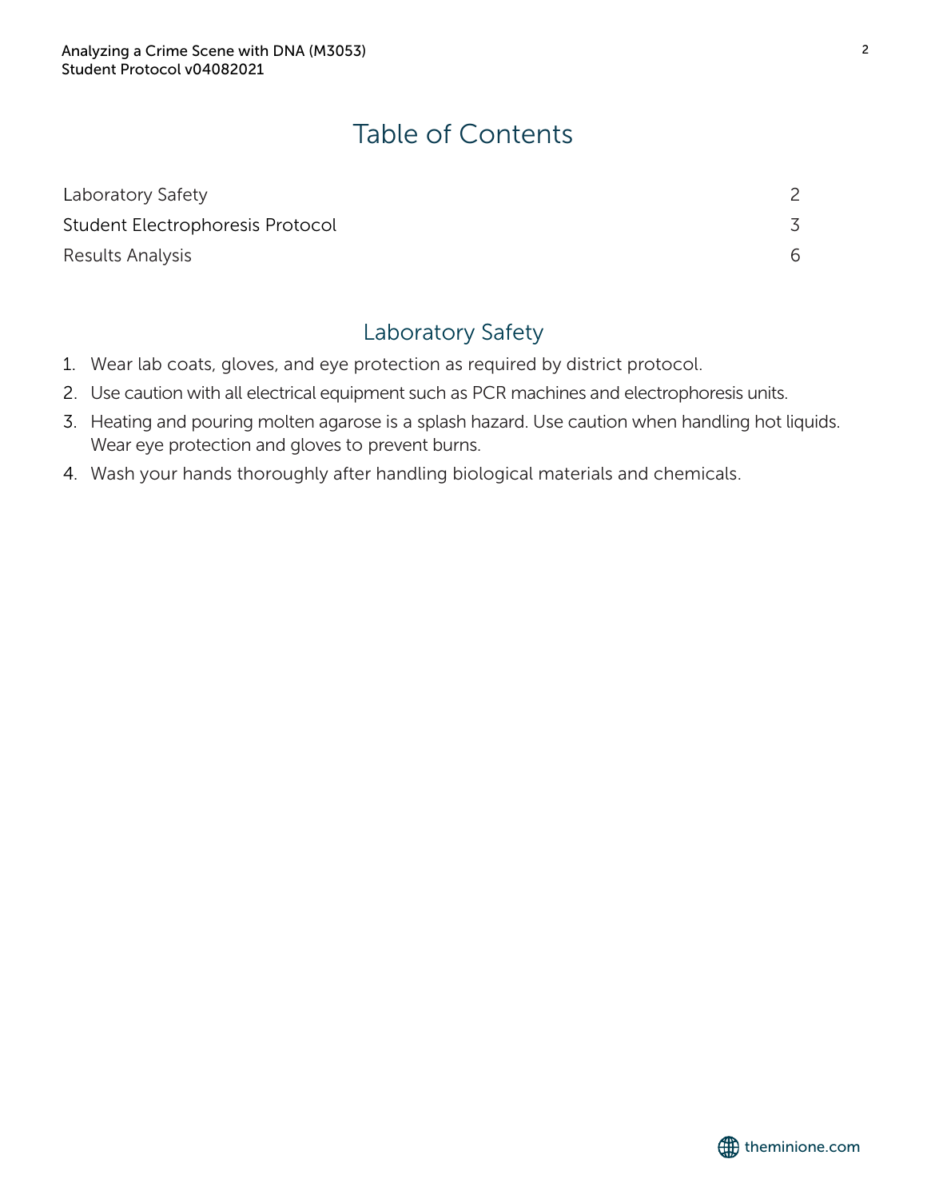# Table of Contents

| | |
|---|---|
| Laboratory Safety | 2 |
| Student Electrophoresis Protocol | 3 |
| Results Analysis | 6 |

## Laboratory Safety

1. Wear lab coats, gloves, and eye protection as required by district protocol.
2. Use caution with all electrical equipment such as PCR machines and electrophoresis units.
3. Heating and pouring molten agarose is a splash hazard. Use caution when handling hot liquids. Wear eye protection and gloves to prevent burns.
4. Wash your hands thoroughly after handling biological materials and chemicals.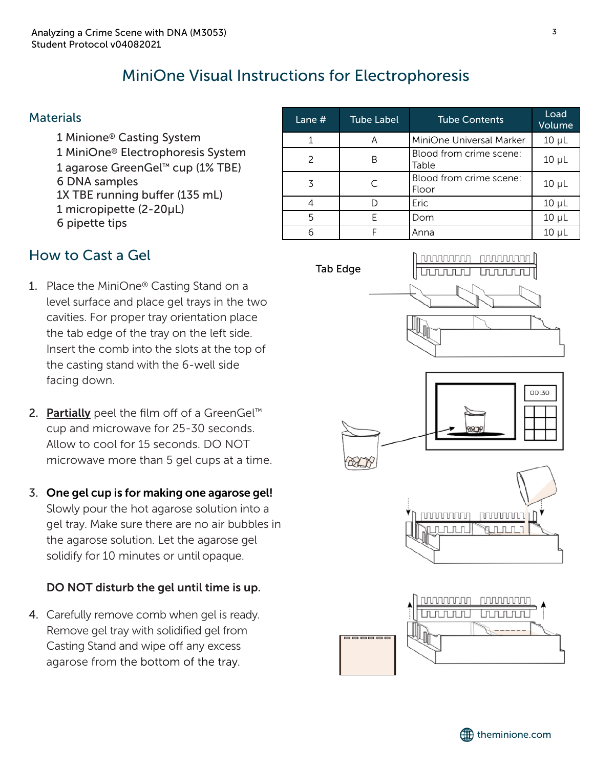# MiniOne Visual Instructions for Electrophoresis

## Materials

1 Minione® Casting System
1 MiniOne® Electrophoresis System
1 agarose GreenGel™ cup (1% TBE)
6 DNA samples
1X TBE running buffer (135 mL)
1 micropipette (2-20μL)
6 pipette tips

| Lane # | Tube Label | Tube Contents | Load Volume |
|---|---|---|---|
| 1 | A | MiniOne Universal Marker | 10 μL |
| 2 | B | Blood from crime scene: Table | 10 μL |
| 3 | C | Blood from crime scene: Floor | 10 μL |
| 4 | D | Eric | 10 μL |
| 5 | E | Dom | 10 μL |
| 6 | F | Anna | 10 μL |

## How to Cast a Gel

Tab Edge

1. Place the MiniOne® Casting Stand on a level surface and place gel trays in the two cavities. For proper tray orientation place the tab edge of the tray on the left side. Insert the comb into the slots at the top of the casting stand with the 6-well side facing down.

2. **Partially** peel the film off of a GreenGel™ cup and microwave for 25-30 seconds. Allow to cool for 15 seconds. DO NOT microwave more than 5 gel cups at a time.

3. **One gel cup is for making one agarose gel!** Slowly pour the hot agarose solution into a gel tray. Make sure there are no air bubbles in the agarose solution. Let the agarose gel solidify for 10 minutes or until opaque.

   **DO NOT disturb the gel until time is up.**

4. Carefully remove comb when gel is ready. Remove gel tray with solidified gel from Casting Stand and wipe off any excess agarose from the bottom of the tray.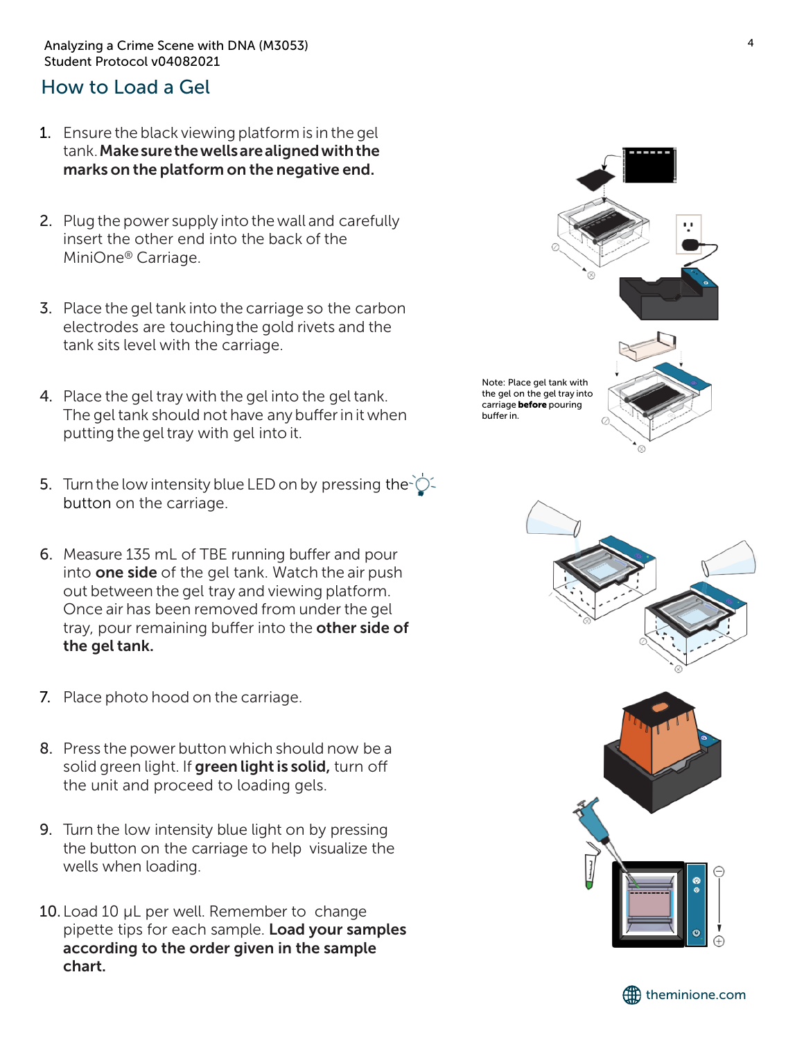## How to Load a Gel

1. Ensure the black viewing platform is in the gel tank. **Make sure the wells are aligned with the marks on the platform on the negative end.**

2. Plug the power supply into the wall and carefully insert the other end into the back of the MiniOne® Carriage.

3. Place the gel tank into the carriage so the carbon electrodes are touching the gold rivets and the tank sits level with the carriage.

4. Place the gel tray with the gel into the gel tank. The gel tank should not have any buffer in it when putting the gel tray with gel into it.

5. Turn the low intensity blue LED on by pressing the button on the carriage.

6. Measure 135 mL of TBE running buffer and pour into **one side** of the gel tank. Watch the air push out between the gel tray and viewing platform. Once air has been removed from under the gel tray, pour remaining buffer into the **other side of the gel tank.**

7. Place photo hood on the carriage.

8. Press the power button which should now be a solid green light. If **green light is solid,** turn off the unit and proceed to loading gels.

9. Turn the low intensity blue light on by pressing the button on the carriage to help visualize the wells when loading.

10. Load 10 µL per well. Remember to change pipette tips for each sample. **Load your samples according to the order given in the sample chart.**

Note: Place gel tank with the gel on the gel tray into carriage **before** pouring buffer in.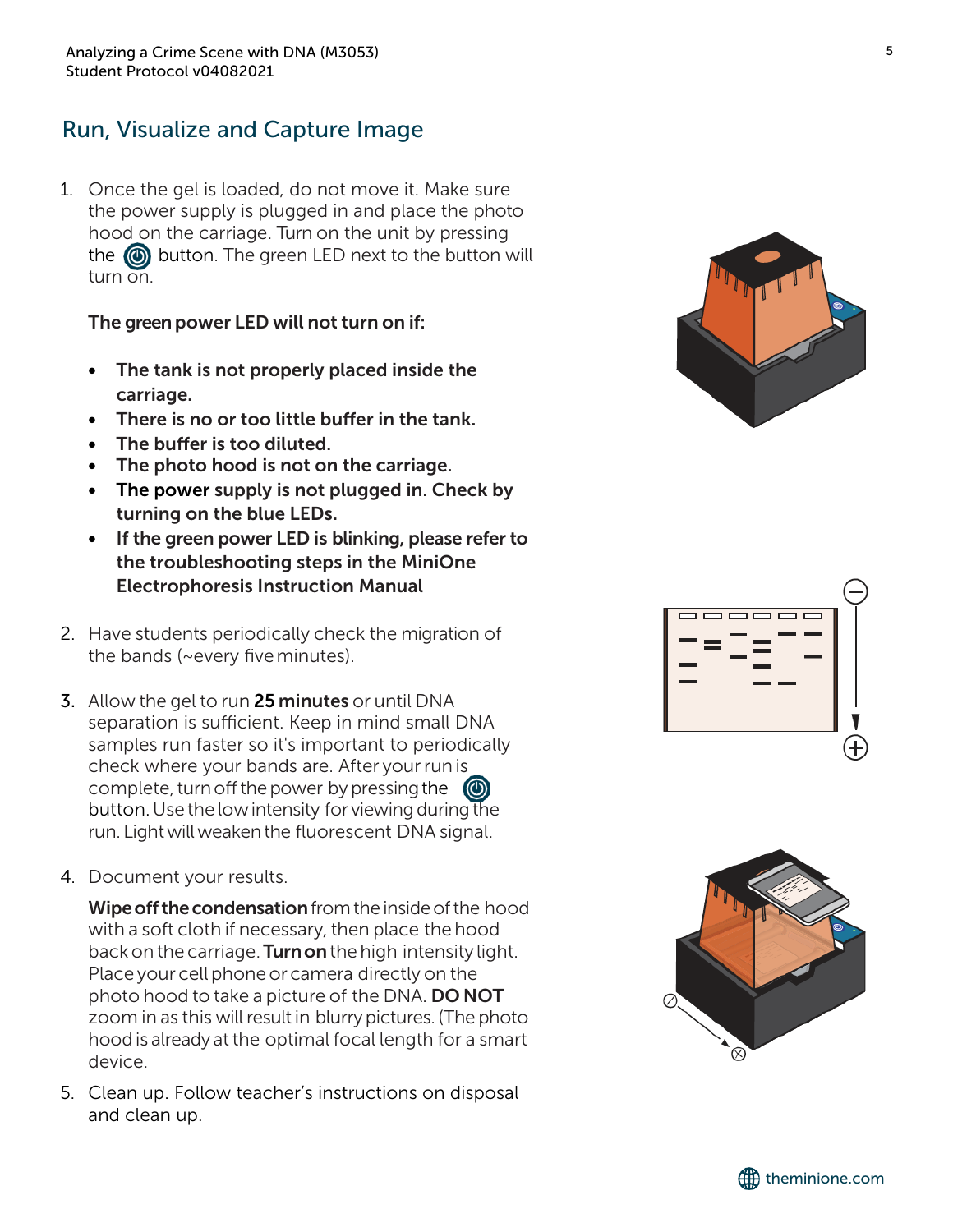## Run, Visualize and Capture Image

1. Once the gel is loaded, do not move it. Make sure the power supply is plugged in and place the photo hood on the carriage. Turn on the unit by pressing the ⏻ button. The green LED next to the button will turn on.

   **The green power LED will not turn on if:**

   - **The tank is not properly placed inside the carriage.**
   - **There is no or too little buffer in the tank.**
   - **The buffer is too diluted.**
   - **The photo hood is not on the carriage.**
   - **The power supply is not plugged in. Check by turning on the blue LEDs.**
   - **If the green power LED is blinking, please refer to the troubleshooting steps in the MiniOne Electrophoresis Instruction Manual**

2. Have students periodically check the migration of the bands (~every five minutes).

3. Allow the gel to run **25 minutes** or until DNA separation is sufficient. Keep in mind small DNA samples run faster so it's important to periodically check where your bands are. After your run is complete, turn off the power by pressing the ⏻ button. Use the low intensity for viewing during the run. Light will weaken the fluorescent DNA signal.

4. Document your results.

   **Wipe off the condensation** from the inside of the hood with a soft cloth if necessary, then place the hood back on the carriage. **Turn on** the high intensity light. Place your cell phone or camera directly on the photo hood to take a picture of the DNA. **DO NOT** zoom in as this will result in blurry pictures. (The photo hood is already at the optimal focal length for a smart device.

5. Clean up. Follow teacher's instructions on disposal and clean up.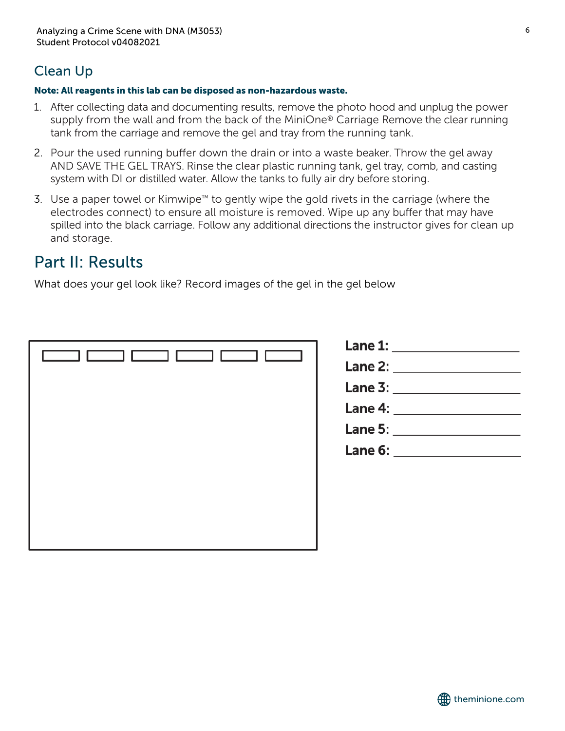## Clean Up

**Note: All reagents in this lab can be disposed as non-hazardous waste.**

1. After collecting data and documenting results, remove the photo hood and unplug the power supply from the wall and from the back of the MiniOne® Carriage Remove the clear running tank from the carriage and remove the gel and tray from the running tank.
2. Pour the used running buffer down the drain or into a waste beaker. Throw the gel away AND SAVE THE GEL TRAYS. Rinse the clear plastic running tank, gel tray, comb, and casting system with DI or distilled water. Allow the tanks to fully air dry before storing.
3. Use a paper towel or Kimwipe™ to gently wipe the gold rivets in the carriage (where the electrodes connect) to ensure all moisture is removed. Wipe up any buffer that may have spilled into the black carriage. Follow any additional directions the instructor gives for clean up and storage.

# Part II: Results

What does your gel look like? Record images of the gel in the gel below

**Lane 1:** ____________________

**Lane 2:** ____________________

**Lane 3:** ____________________

**Lane 4:** ____________________

**Lane 5:** ____________________

**Lane 6:** ____________________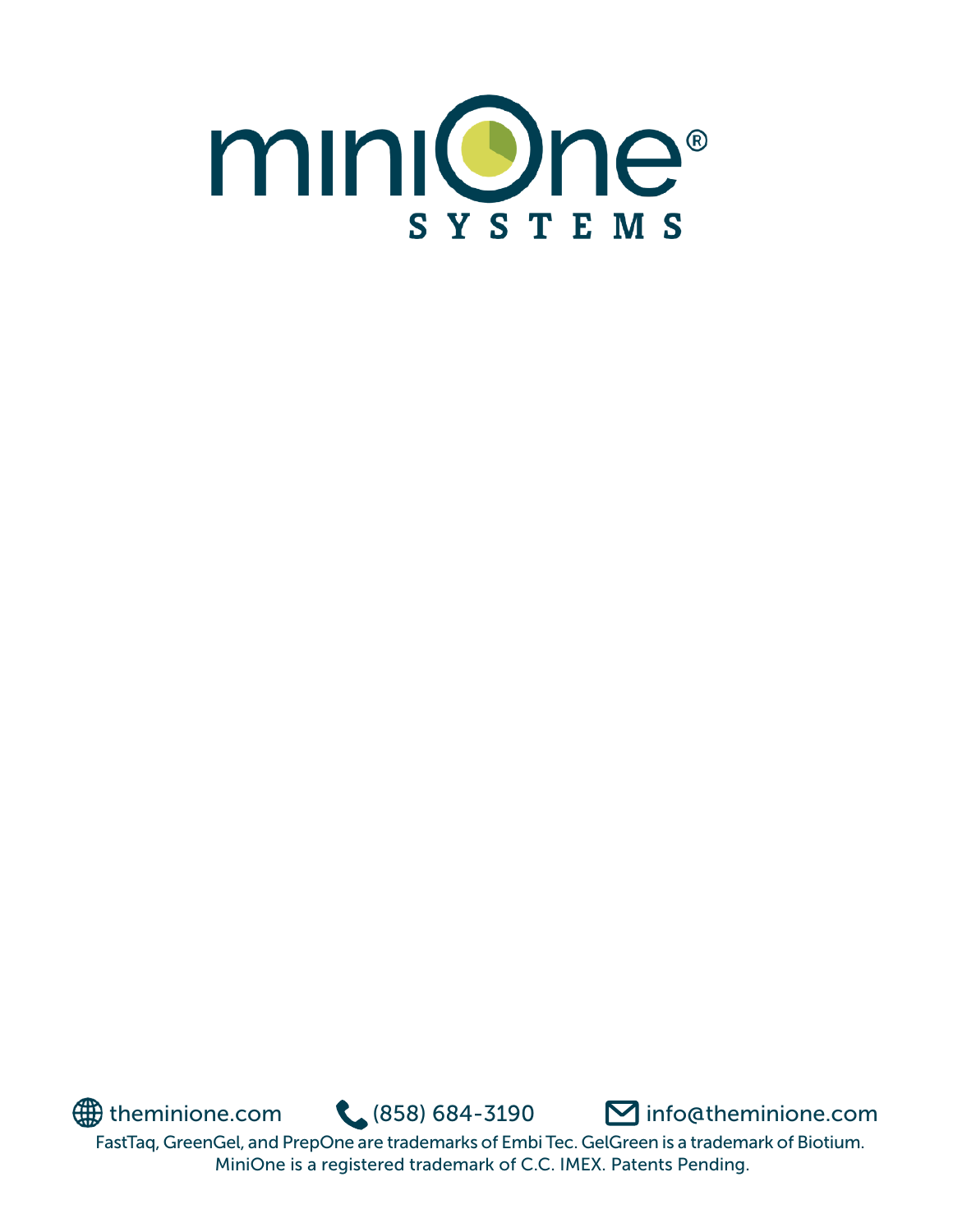miniOne®
SYSTEMS

theminione.com (858) 684-3190 info@theminione.com

FastTaq, GreenGel, and PrepOne are trademarks of Embi Tec. GelGreen is a trademark of Biotium.
MiniOne is a registered trademark of C.C. IMEX. Patents Pending.